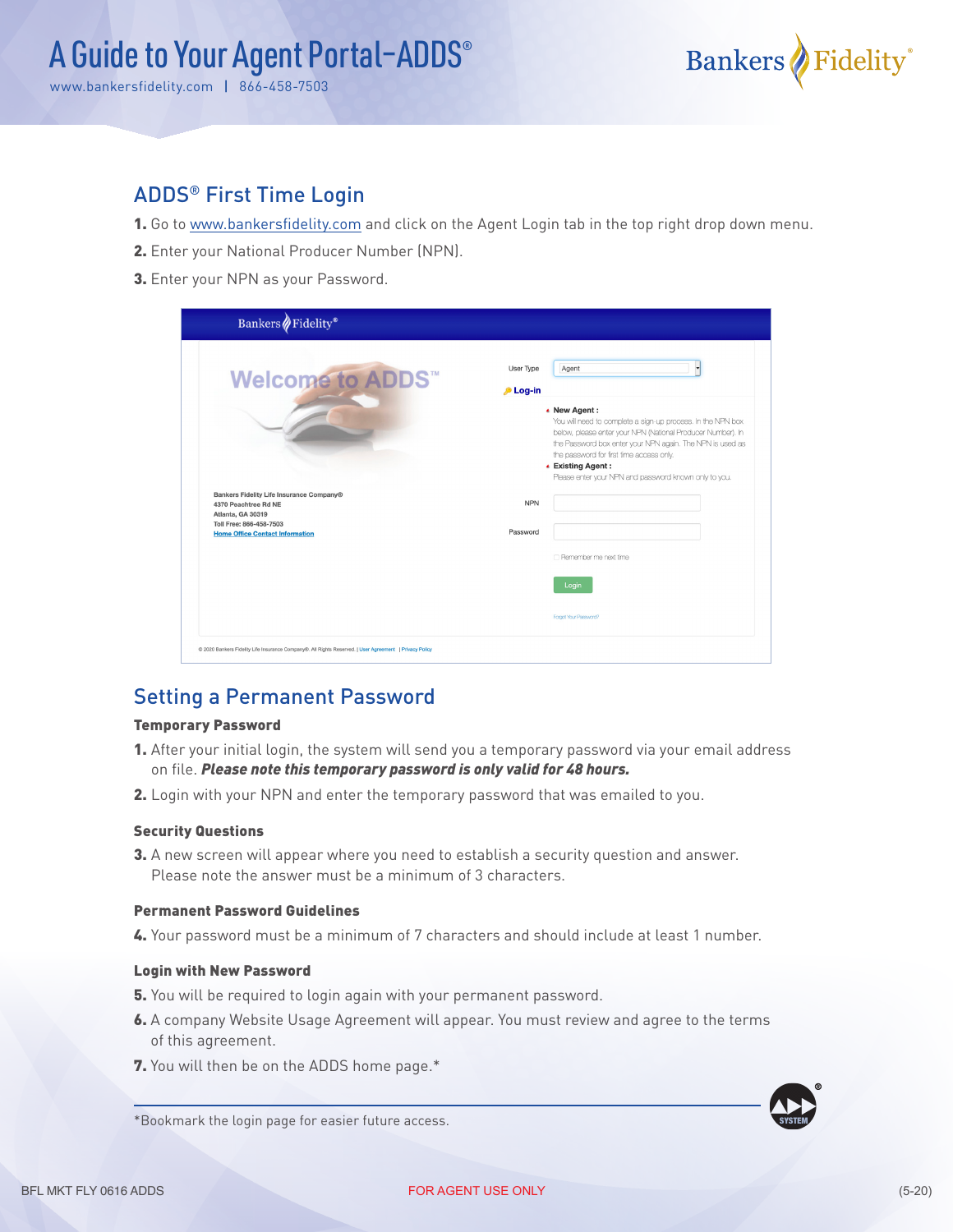# A Guide to Your Agent Portal-ADDS®

www.bankersfidelity.com | 866-458-7503

## ADDS® First Time Login

1. Go to www.bankersfidelity.com and click on the Agent Login tab in the top right drop down menu.
2. Enter your National Producer Number (NPN).
3. Enter your NPN as your Password.

## Setting a Permanent Password

### Temporary Password

1. After your initial login, the system will send you a temporary password via your email address on file. ***Please note this temporary password is only valid for 48 hours.***
2. Login with your NPN and enter the temporary password that was emailed to you.

### Security Questions

3. A new screen will appear where you need to establish a security question and answer. Please note the answer must be a minimum of 3 characters.

### Permanent Password Guidelines

4. Your password must be a minimum of 7 characters and should include at least 1 number.

### Login with New Password

5. You will be required to login again with your permanent password.
6. A company Website Usage Agreement will appear. You must review and agree to the terms of this agreement.
7. You will then be on the ADDS home page.*

*Bookmark the login page for easier future access.

BFL MKT FLY 0616 ADDS FOR AGENT USE ONLY (5-20)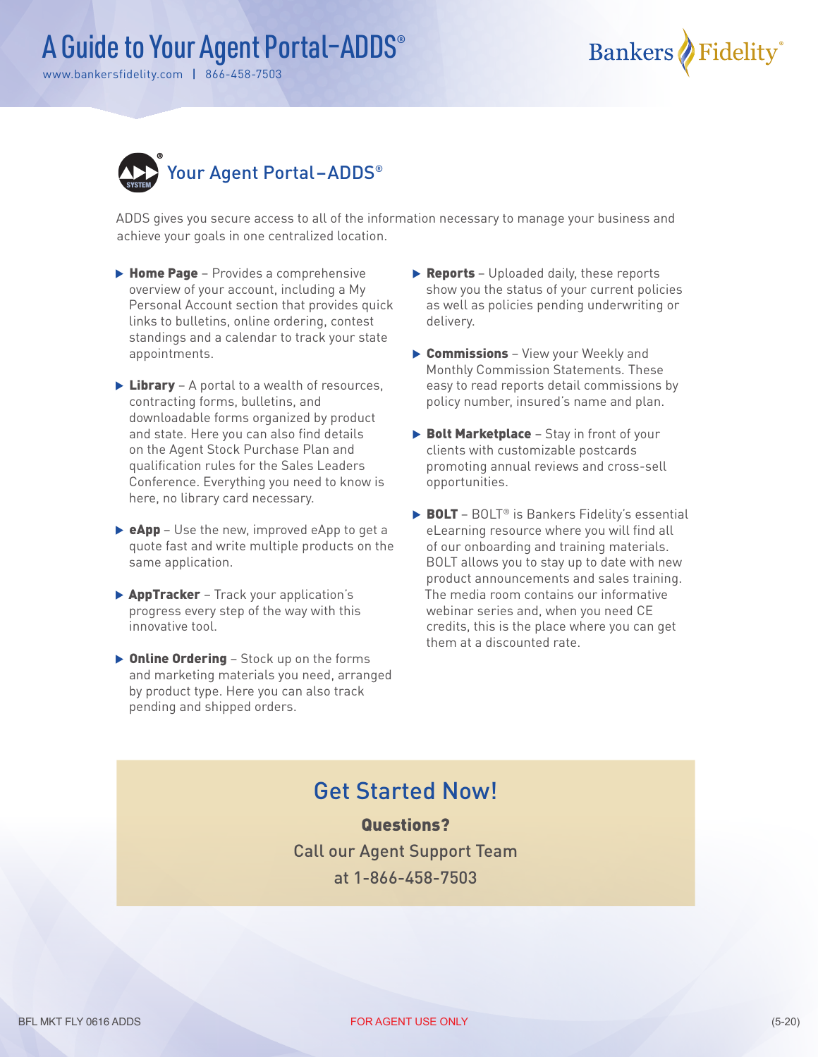# A Guide to Your Agent Portal–ADDS®

www.bankersfidelity.com | 866-458-7503

## Your Agent Portal–ADDS®

ADDS gives you secure access to all of the information necessary to manage your business and achieve your goals in one centralized location.

- **Home Page** – Provides a comprehensive overview of your account, including a My Personal Account section that provides quick links to bulletins, online ordering, contest standings and a calendar to track your state appointments.
- **Library** – A portal to a wealth of resources, contracting forms, bulletins, and downloadable forms organized by product and state. Here you can also find details on the Agent Stock Purchase Plan and qualification rules for the Sales Leaders Conference. Everything you need to know is here, no library card necessary.
- **eApp** – Use the new, improved eApp to get a quote fast and write multiple products on the same application.
- **AppTracker** – Track your application's progress every step of the way with this innovative tool.
- **Online Ordering** – Stock up on the forms and marketing materials you need, arranged by product type. Here you can also track pending and shipped orders.
- **Reports** – Uploaded daily, these reports show you the status of your current policies as well as policies pending underwriting or delivery.
- **Commissions** – View your Weekly and Monthly Commission Statements. These easy to read reports detail commissions by policy number, insured's name and plan.
- **Bolt Marketplace** – Stay in front of your clients with customizable postcards promoting annual reviews and cross-sell opportunities.
- **BOLT** – BOLT® is Bankers Fidelity's essential eLearning resource where you will find all of our onboarding and training materials. BOLT allows you to stay up to date with new product announcements and sales training. The media room contains our informative webinar series and, when you need CE credits, this is the place where you can get them at a discounted rate.

## Get Started Now!

**Questions?**

Call our Agent Support Team at 1-866-458-7503

BFL MKT FLY 0616 ADDS FOR AGENT USE ONLY (5-20)